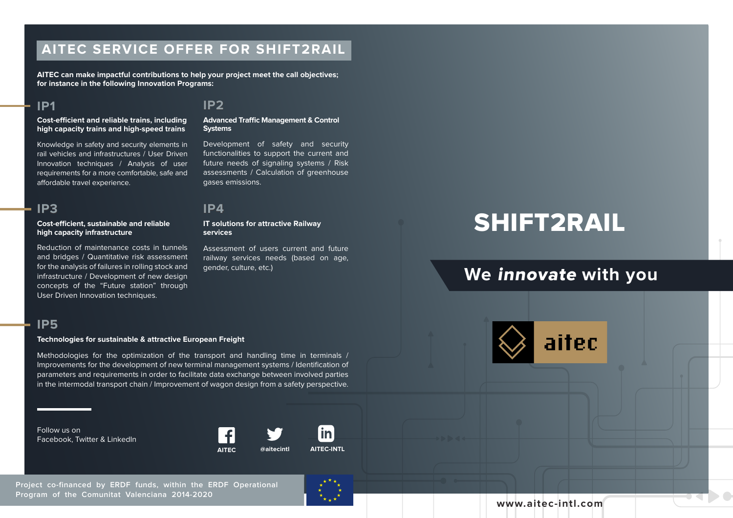# AITEC SERVICE OFFER FOR SHIFT2RAIL

**AITEC can make impactful contributions to help your project meet the call objectives; for instance in the following Innovation Programs:**

## IP1

**Cost-efficient and reliable trains, including high capacity trains and high-speed trains**

Knowledge in safety and security elements in rail vehicles and infrastructures / User Driven Innovation techniques / Analysis of user requirements for a more comfortable, safe and affordable travel experience.

## IP2

**Advanced Traffic Management & Control Systems**

Development of safety and security functionalities to support the current and future needs of signaling systems / Risk assessments / Calculation of greenhouse gases emissions.

## IP3

**Cost-efficient, sustainable and reliable high capacity infrastructure**

Reduction of maintenance costs in tunnels and bridges / Quantitative risk assessment for the analysis of failures in rolling stock and infrastructure / Development of new design concepts of the "Future station" through User Driven Innovation techniques.

## IP4

**IT solutions for attractive Railway services**

Assessment of users current and future railway services needs (based on age, gender, culture, etc.)

## IP5

**Technologies for sustainable & attractive European Freight**

Methodologies for the optimization of the transport and handling time in terminals / Improvements for the development of new terminal management systems / Identification of parameters and requirements in order to facilitate data exchange between involved parties in the intermodal transport chain / Improvement of wagon design from a safety perspective.

Follow us on
Facebook, Twitter & LinkedIn

AITEC | @aitecintl | AITEC-INTL

# SHIFT2RAIL

## We *innovate* with you

aitec

Project co-financed by ERDF funds, within the ERDF Operational Program of the Comunitat Valenciana 2014-2020

www.aitec-intl.com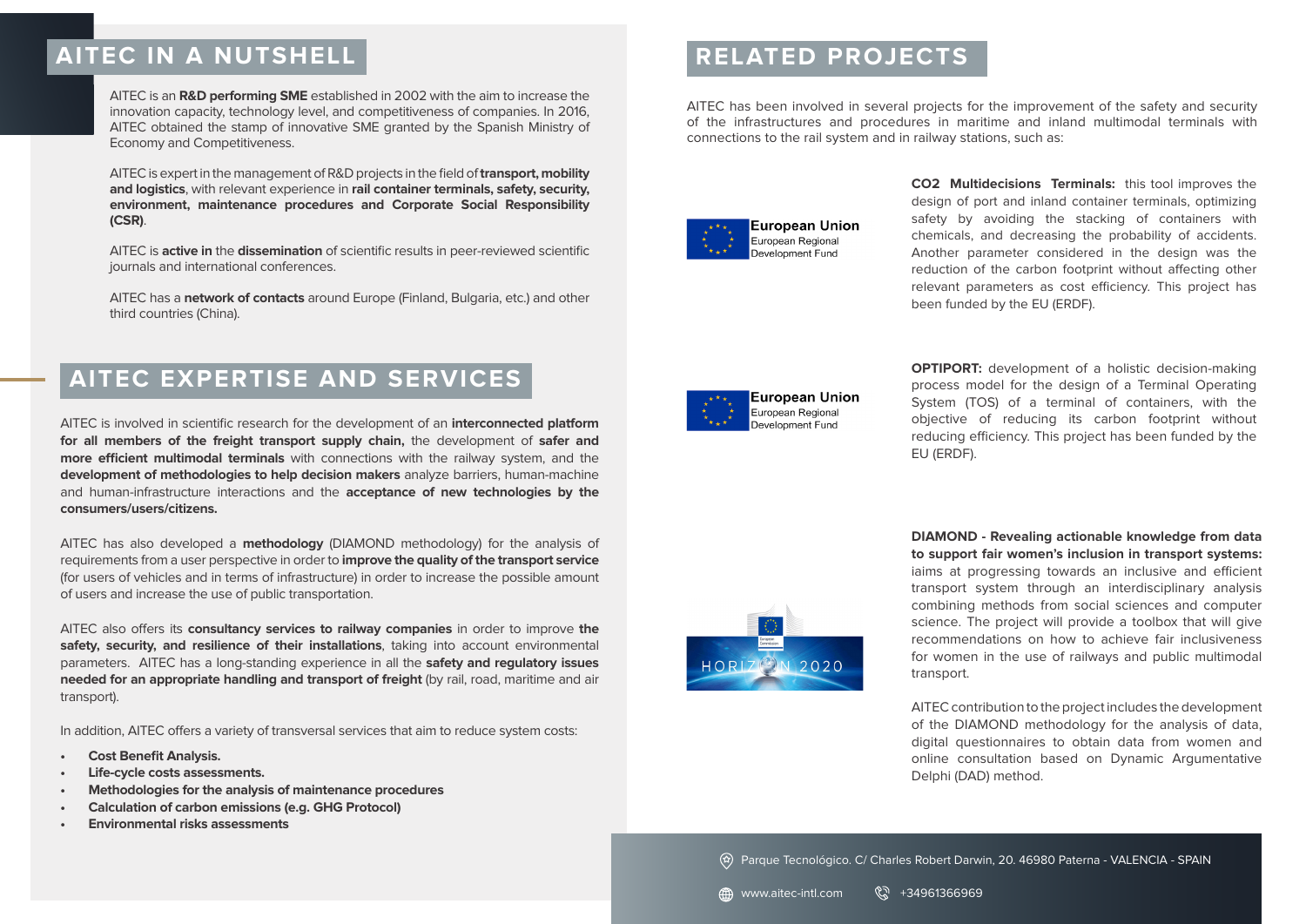## AITEC IN A NUTSHELL

AITEC is an **R&D performing SME** established in 2002 with the aim to increase the innovation capacity, technology level, and competitiveness of companies. In 2016, AITEC obtained the stamp of innovative SME granted by the Spanish Ministry of Economy and Competitiveness.

AITEC is expert in the management of R&D projects in the field of **transport, mobility and logistics**, with relevant experience in **rail container terminals, safety, security, environment, maintenance procedures and Corporate Social Responsibility (CSR)**.

AITEC is **active in** the **dissemination** of scientific results in peer-reviewed scientific journals and international conferences.

AITEC has a **network of contacts** around Europe (Finland, Bulgaria, etc.) and other third countries (China).

## AITEC EXPERTISE AND SERVICES

AITEC is involved in scientific research for the development of an **interconnected platform for all members of the freight transport supply chain,** the development of **safer and more efficient multimodal terminals** with connections with the railway system, and the **development of methodologies to help decision makers** analyze barriers, human-machine and human-infrastructure interactions and the **acceptance of new technologies by the consumers/users/citizens.**

AITEC has also developed a **methodology** (DIAMOND methodology) for the analysis of requirements from a user perspective in order to **improve the quality of the transport service** (for users of vehicles and in terms of infrastructure) in order to increase the possible amount of users and increase the use of public transportation.

AITEC also offers its **consultancy services to railway companies** in order to improve **the safety, security, and resilience of their installations**, taking into account environmental parameters. AITEC has a long-standing experience in all the **safety and regulatory issues needed for an appropriate handling and transport of freight** (by rail, road, maritime and air transport).

In addition, AITEC offers a variety of transversal services that aim to reduce system costs:

- **Cost Benefit Analysis.**
- **Life-cycle costs assessments.**
- **Methodologies for the analysis of maintenance procedures**
- **Calculation of carbon emissions (e.g. GHG Protocol)**
- **Environmental risks assessments**

## RELATED PROJECTS

AITEC has been involved in several projects for the improvement of the safety and security of the infrastructures and procedures in maritime and inland multimodal terminals with connections to the rail system and in railway stations, such as:

European Union
European Regional Development Fund

**CO2 Multidecisions Terminals:** this tool improves the design of port and inland container terminals, optimizing safety by avoiding the stacking of containers with chemicals, and decreasing the probability of accidents. Another parameter considered in the design was the reduction of the carbon footprint without affecting other relevant parameters as cost efficiency. This project has been funded by the EU (ERDF).

European Union
European Regional Development Fund

**OPTIPORT:** development of a holistic decision-making process model for the design of a Terminal Operating System (TOS) of a terminal of containers, with the objective of reducing its carbon footprint without reducing efficiency. This project has been funded by the EU (ERDF).

HORIZON 2020

**DIAMOND - Revealing actionable knowledge from data to support fair women's inclusion in transport systems:** iaims at progressing towards an inclusive and efficient transport system through an interdisciplinary analysis combining methods from social sciences and computer science. The project will provide a toolbox that will give recommendations on how to achieve fair inclusiveness for women in the use of railways and public multimodal transport.

AITEC contribution to the project includes the development of the DIAMOND methodology for the analysis of data, digital questionnaires to obtain data from women and online consultation based on Dynamic Argumentative Delphi (DAD) method.

Parque Tecnológico. C/ Charles Robert Darwin, 20. 46980 Paterna - VALENCIA - SPAIN

www.aitec-intl.com +34961366969